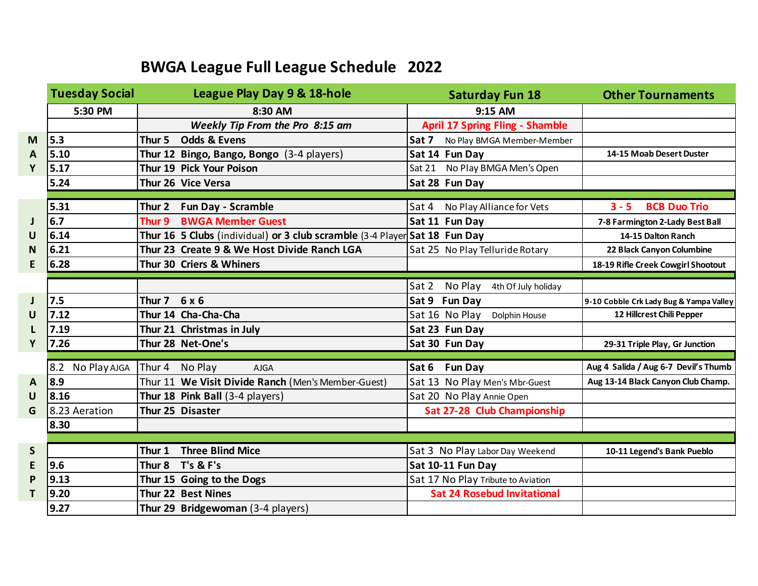# BWGA League Full League Schedule 2022

| | Tuesday Social | League Play Day 9 & 18-hole | Saturday Fun 18 | Other Tournaments |
|---|---|---|---|---|
| | 5:30 PM | 8:30 AM | 9:15 AM | |
| | | *Weekly Tip From the Pro 8:15 am* | April 17 Spring Fling - Shamble | |
| M | 5.3 | Thur 5 Odds & Evens | Sat 7 No Play BMGA Member-Member | |
| A | 5.10 | Thur 12 Bingo, Bango, Bongo (3-4 players) | Sat 14 Fun Day | 14-15 Moab Desert Duster |
| Y | 5.17 | Thur 19 Pick Your Poison | Sat 21 No Play BMGA Men's Open | |
| | 5.24 | Thur 26 Vice Versa | Sat 28 Fun Day | |
| | 5.31 | Thur 2 Fun Day - Scramble | Sat 4 No Play Alliance for Vets | 3 - 5 BCB Duo Trio |
| J | 6.7 | Thur 9 BWGA Member Guest | Sat 11 Fun Day | 7-8 Farmington 2-Lady Best Ball |
| U | 6.14 | Thur 16 5 Clubs (individual) or 3 club scramble (3-4 Player | Sat 18 Fun Day | 14-15 Dalton Ranch |
| N | 6.21 | Thur 23 Create 9 & We Host Divide Ranch LGA | Sat 25 No Play Telluride Rotary | 22 Black Canyon Columbine |
| E | 6.28 | Thur 30 Criers & Whiners | | 18-19 Rifle Creek Cowgirl Shootout |
| | | | Sat 2 No Play 4th Of July holiday | |
| J | 7.5 | Thur 7 6 x 6 | Sat 9 Fun Day | 9-10 Cobble Crk Lady Bug & Yampa Valley |
| U | 7.12 | Thur 14 Cha-Cha-Cha | Sat 16 No Play Dolphin House | 12 Hillcrest Chili Pepper |
| L | 7.19 | Thur 21 Christmas in July | Sat 23 Fun Day | |
| Y | 7.26 | Thur 28 Net-One's | Sat 30 Fun Day | 29-31 Triple Play, Gr Junction |
| | 8.2 No Play AJGA | Thur 4 No Play AJGA | Sat 6 Fun Day | Aug 4 Salida / Aug 6-7 Devil's Thumb |
| A | 8.9 | Thur 11 We Visit Divide Ranch (Men's Member-Guest) | Sat 13 No Play Men's Mbr-Guest | Aug 13-14 Black Canyon Club Champ. |
| U | 8.16 | Thur 18 Pink Ball (3-4 players) | Sat 20 No Play Annie Open | |
| G | 8.23 Aeration | Thur 25 Disaster | Sat 27-28 Club Championship | |
| | 8.30 | | | |
| S | | Thur 1 Three Blind Mice | Sat 3 No Play Labor Day Weekend | 10-11 Legend's Bank Pueblo |
| E | 9.6 | Thur 8 T's & F's | Sat 10-11 Fun Day | |
| P | 9.13 | Thur 15 Going to the Dogs | Sat 17 No Play Tribute to Aviation | |
| T | 9.20 | Thur 22 Best Nines | Sat 24 Rosebud Invitational | |
| | 9.27 | Thur 29 Bridgewoman (3-4 players) | | |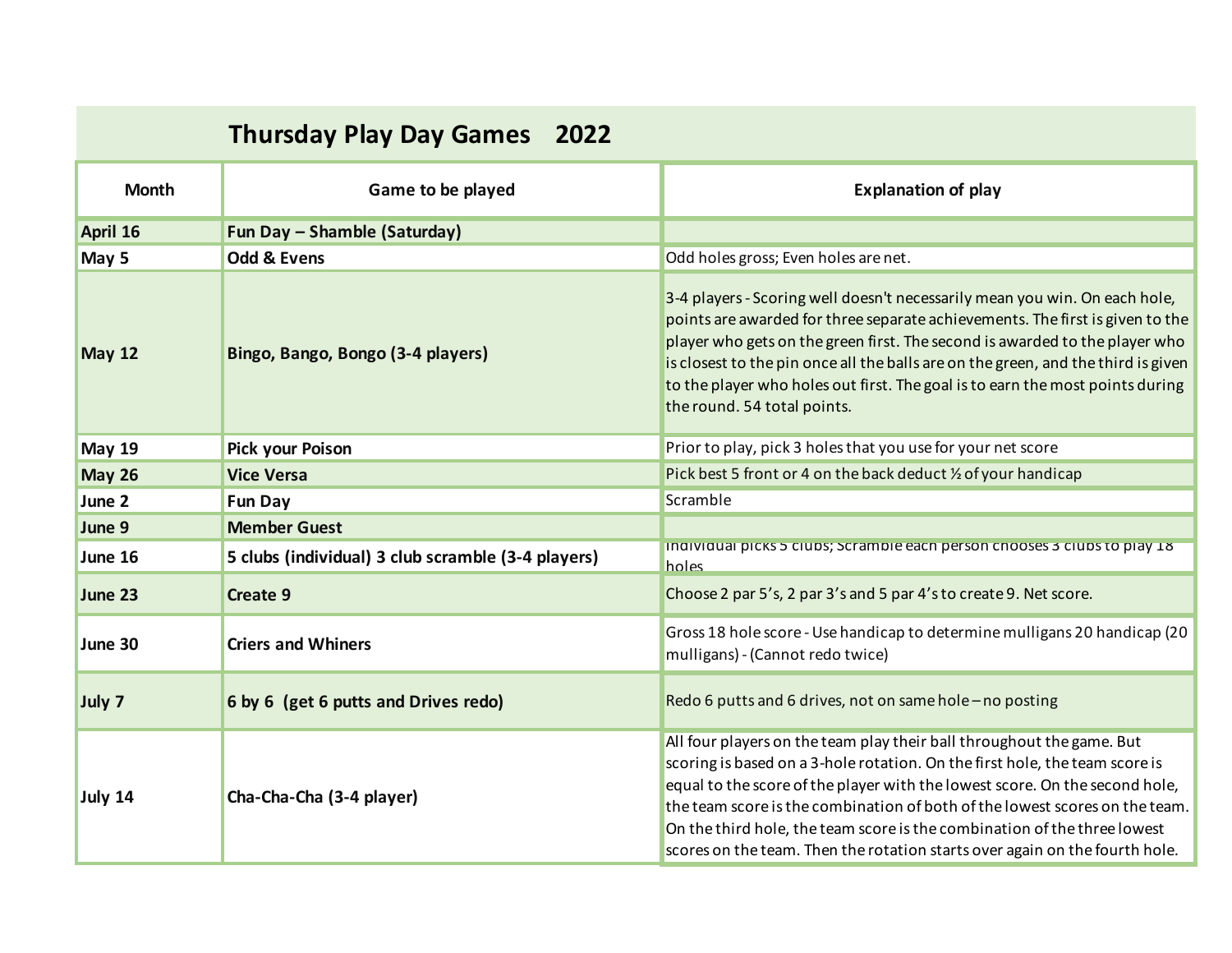# Thursday Play Day Games 2022

| Month | Game to be played | Explanation of play |
|---|---|---|
| April 16 | Fun Day – Shamble (Saturday) | |
| May 5 | Odd & Evens | Odd holes gross; Even holes are net. |
| May 12 | Bingo, Bango, Bongo (3-4 players) | 3-4 players - Scoring well doesn't necessarily mean you win. On each hole, points are awarded for three separate achievements. The first is given to the player who gets on the green first. The second is awarded to the player who is closest to the pin once all the balls are on the green, and the third is given to the player who holes out first. The goal is to earn the most points during the round. 54 total points. |
| May 19 | Pick your Poison | Prior to play, pick 3 holes that you use for your net score |
| May 26 | Vice Versa | Pick best 5 front or 4 on the back deduct ½ of your handicap |
| June 2 | Fun Day | Scramble |
| June 9 | Member Guest | |
| June 16 | 5 clubs (individual) 3 club scramble (3-4 players) | Individual picks 5 clubs; Scramble each person chooses 3 clubs to play 18 holes |
| June 23 | Create 9 | Choose 2 par 5's, 2 par 3's and 5 par 4's to create 9. Net score. |
| June 30 | Criers and Whiners | Gross 18 hole score - Use handicap to determine mulligans 20 handicap (20 mulligans) - (Cannot redo twice) |
| July 7 | 6 by 6 (get 6 putts and Drives redo) | Redo 6 putts and 6 drives, not on same hole – no posting |
| July 14 | Cha-Cha-Cha (3-4 player) | All four players on the team play their ball throughout the game. But scoring is based on a 3-hole rotation. On the first hole, the team score is equal to the score of the player with the lowest score. On the second hole, the team score is the combination of both of the lowest scores on the team. On the third hole, the team score is the combination of the three lowest scores on the team. Then the rotation starts over again on the fourth hole. |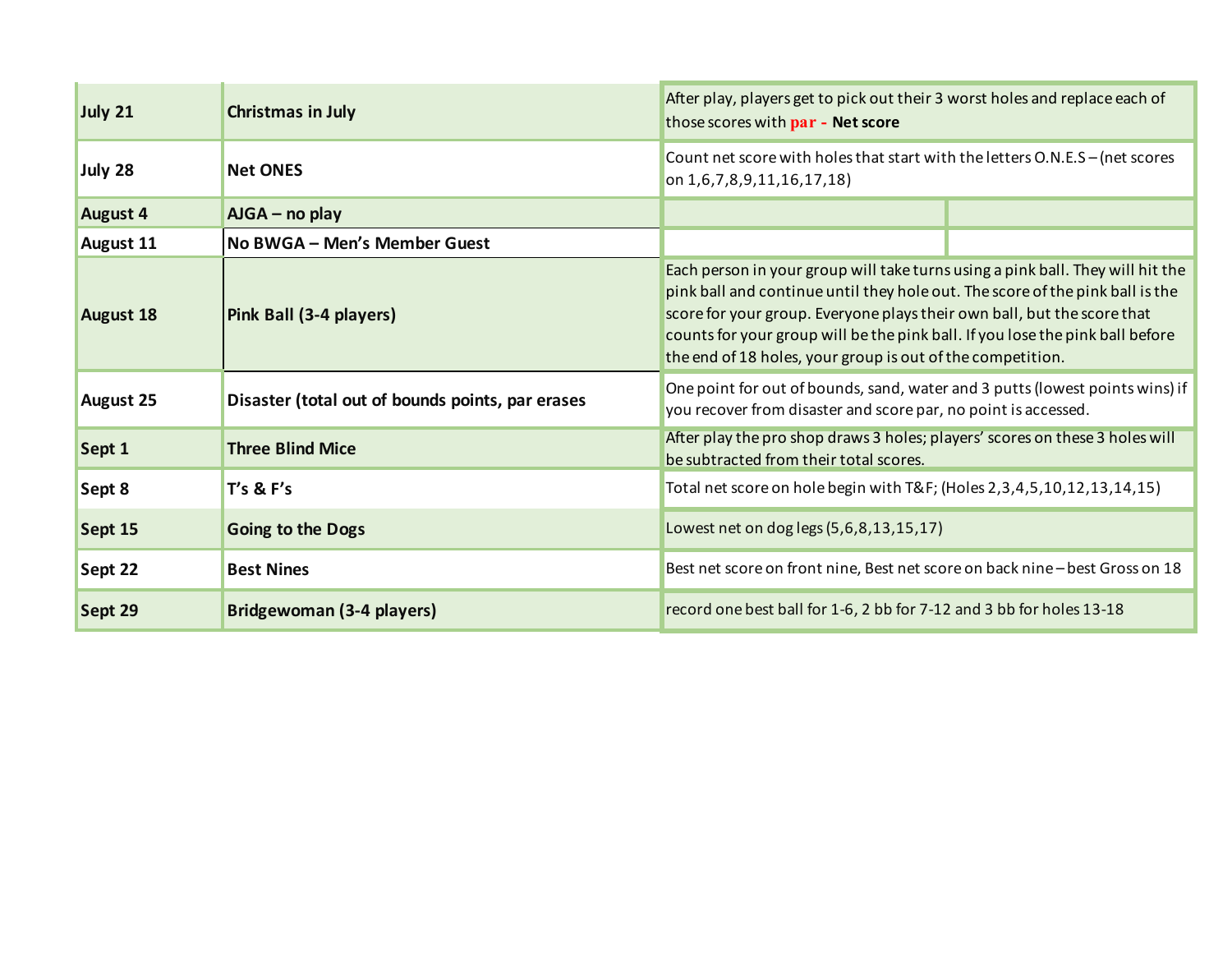| | | |
|---|---|---|
| **July 21** | **Christmas in July** | After play, players get to pick out their 3 worst holes and replace each of those scores with **par - Net score** |
| **July 28** | **Net ONES** | Count net score with holes that start with the letters O.N.E.S – (net scores on 1,6,7,8,9,11,16,17,18) |
| **August 4** | **AJGA – no play** | |
| **August 11** | **No BWGA – Men's Member Guest** | |
| **August 18** | **Pink Ball (3-4 players)** | Each person in your group will take turns using a pink ball. They will hit the pink ball and continue until they hole out. The score of the pink ball is the score for your group. Everyone plays their own ball, but the score that counts for your group will be the pink ball. If you lose the pink ball before the end of 18 holes, your group is out of the competition. |
| **August 25** | **Disaster (total out of bounds points, par erases** | One point for out of bounds, sand, water and 3 putts (lowest points wins) if you recover from disaster and score par, no point is accessed. |
| **Sept 1** | **Three Blind Mice** | After play the pro shop draws 3 holes; players' scores on these 3 holes will be subtracted from their total scores. |
| **Sept 8** | **T's & F's** | Total net score on hole begin with T&F; (Holes 2,3,4,5,10,12,13,14,15) |
| **Sept 15** | **Going to the Dogs** | Lowest net on dog legs (5,6,8,13,15,17) |
| **Sept 22** | **Best Nines** | Best net score on front nine, Best net score on back nine – best Gross on 18 |
| **Sept 29** | **Bridgewoman (3-4 players)** | record one best ball for 1-6, 2 bb for 7-12 and 3 bb for holes 13-18 |